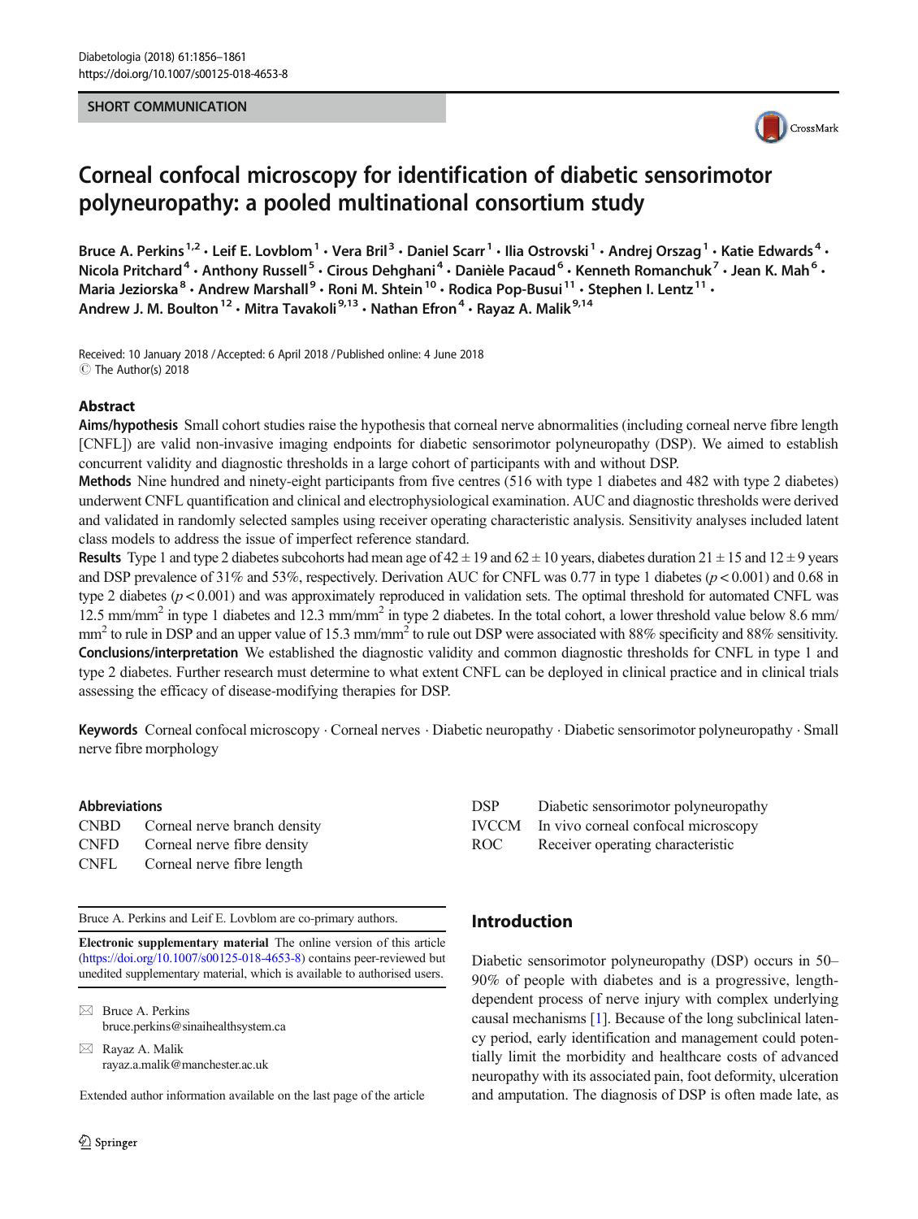SHORT COMMUNICATION

# Corneal confocal microscopy for identification of diabetic sensorimotor polyneuropathy: a pooled multinational consortium study

Bruce A. Perkins[1,2] · Leif E. Lovblom[1] · Vera Bril[3] · Daniel Scarr[1] · Ilia Ostrovski[1] · Andrej Orszag[1] · Katie Edwards[4] · Nicola Pritchard[4] · Anthony Russell[5] · Cirous Dehghani[4] · Danièle Pacaud[6] · Kenneth Romanchuk[7] · Jean K. Mah[6] · Maria Jeziorska[8] · Andrew Marshall[9] · Roni M. Shtein[10] · Rodica Pop-Busui[11] · Stephen I. Lentz[11] · Andrew J. M. Boulton[12] · Mitra Tavakoli[9,13] · Nathan Efron[4] · Rayaz A. Malik[9,14]

Received: 10 January 2018 / Accepted: 6 April 2018 / Published online: 4 June 2018
© The Author(s) 2018

## Abstract

**Aims/hypothesis** Small cohort studies raise the hypothesis that corneal nerve abnormalities (including corneal nerve fibre length [CNFL]) are valid non-invasive imaging endpoints for diabetic sensorimotor polyneuropathy (DSP). We aimed to establish concurrent validity and diagnostic thresholds in a large cohort of participants with and without DSP.

**Methods** Nine hundred and ninety-eight participants from five centres (516 with type 1 diabetes and 482 with type 2 diabetes) underwent CNFL quantification and clinical and electrophysiological examination. AUC and diagnostic thresholds were derived and validated in randomly selected samples using receiver operating characteristic analysis. Sensitivity analyses included latent class models to address the issue of imperfect reference standard.

**Results** Type 1 and type 2 diabetes subcohorts had mean age of 42 ± 19 and 62 ± 10 years, diabetes duration 21 ± 15 and 12 ± 9 years and DSP prevalence of 31% and 53%, respectively. Derivation AUC for CNFL was 0.77 in type 1 diabetes ($p < 0.001$) and 0.68 in type 2 diabetes ($p < 0.001$) and was approximately reproduced in validation sets. The optimal threshold for automated CNFL was 12.5 mm/mm$^2$ in type 1 diabetes and 12.3 mm/mm$^2$ in type 2 diabetes. In the total cohort, a lower threshold value below 8.6 mm/mm$^2$ to rule in DSP and an upper value of 15.3 mm/mm$^2$ to rule out DSP were associated with 88% specificity and 88% sensitivity.

**Conclusions/interpretation** We established the diagnostic validity and common diagnostic thresholds for CNFL in type 1 and type 2 diabetes. Further research must determine to what extent CNFL can be deployed in clinical practice and in clinical trials assessing the efficacy of disease-modifying therapies for DSP.

**Keywords** Corneal confocal microscopy · Corneal nerves · Diabetic neuropathy · Diabetic sensorimotor polyneuropathy · Small nerve fibre morphology

### Abbreviations

| | |
|---|---|
| CNBD | Corneal nerve branch density |
| CNFD | Corneal nerve fibre density |
| CNFL | Corneal nerve fibre length |
| DSP | Diabetic sensorimotor polyneuropathy |
| IVCCM | In vivo corneal confocal microscopy |
| ROC | Receiver operating characteristic |

Bruce A. Perkins and Leif E. Lovblom are co-primary authors.

**Electronic supplementary material** The online version of this article (https://doi.org/10.1007/s00125-018-4653-8) contains peer-reviewed but unedited supplementary material, which is available to authorised users.

✉ Bruce A. Perkins
bruce.perkins@sinaihealthsystem.ca

✉ Rayaz A. Malik
rayaz.a.malik@manchester.ac.uk

Extended author information available on the last page of the article

## Introduction

Diabetic sensorimotor polyneuropathy (DSP) occurs in 50–90% of people with diabetes and is a progressive, length-dependent process of nerve injury with complex underlying causal mechanisms [1]. Because of the long subclinical latency period, early identification and management could potentially limit the morbidity and healthcare costs of advanced neuropathy with its associated pain, foot deformity, ulceration and amputation. The diagnosis of DSP is often made late, as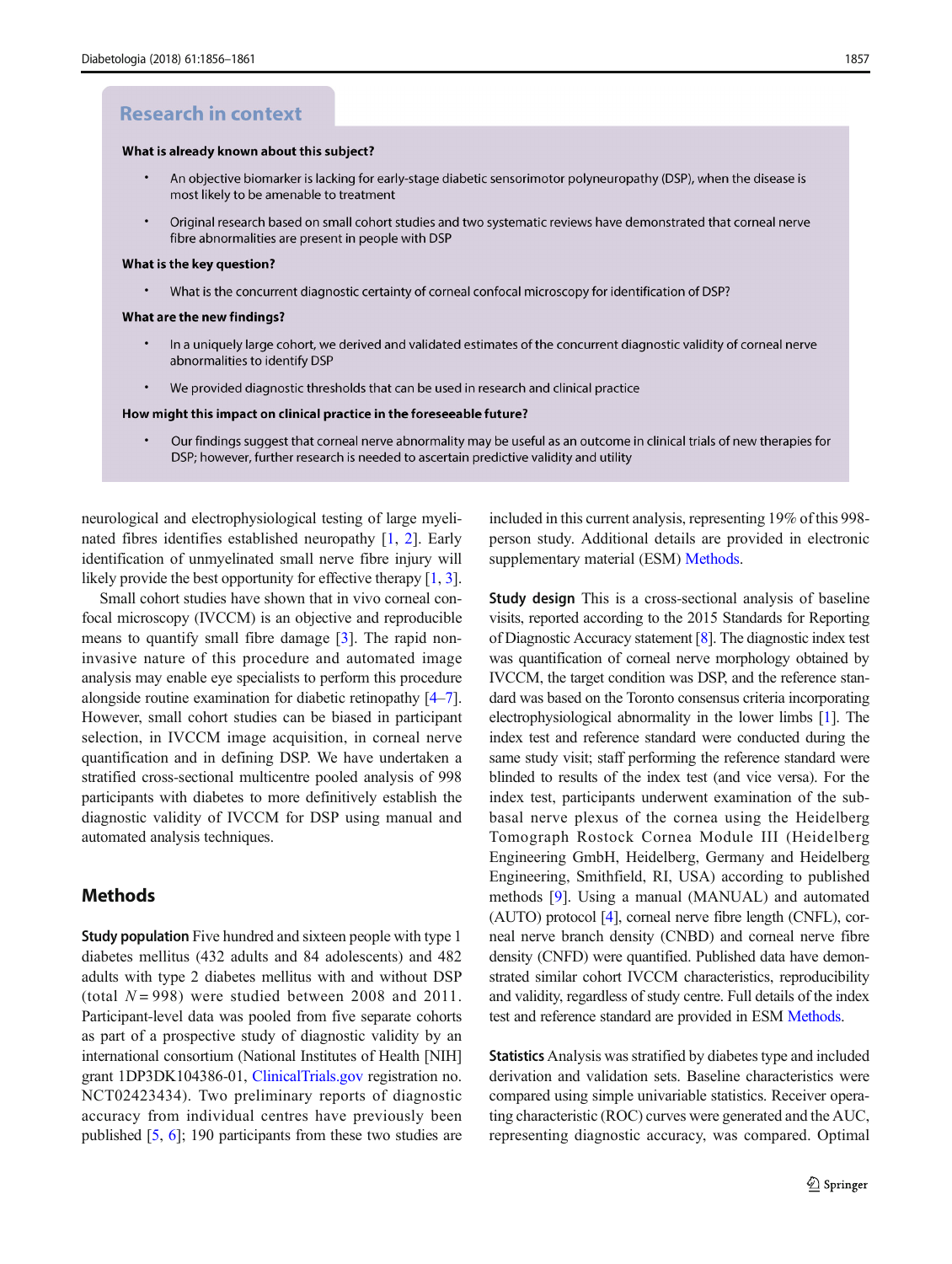## Research in context

**What is already known about this subject?**

- An objective biomarker is lacking for early-stage diabetic sensorimotor polyneuropathy (DSP), when the disease is most likely to be amenable to treatment
- Original research based on small cohort studies and two systematic reviews have demonstrated that corneal nerve fibre abnormalities are present in people with DSP

**What is the key question?**

- What is the concurrent diagnostic certainty of corneal confocal microscopy for identification of DSP?

**What are the new findings?**

- In a uniquely large cohort, we derived and validated estimates of the concurrent diagnostic validity of corneal nerve abnormalities to identify DSP
- We provided diagnostic thresholds that can be used in research and clinical practice

**How might this impact on clinical practice in the foreseeable future?**

- Our findings suggest that corneal nerve abnormality may be useful as an outcome in clinical trials of new therapies for DSP; however, further research is needed to ascertain predictive validity and utility

neurological and electrophysiological testing of large myelinated fibres identifies established neuropathy [1, 2]. Early identification of unmyelinated small nerve fibre injury will likely provide the best opportunity for effective therapy [1, 3].

Small cohort studies have shown that in vivo corneal confocal microscopy (IVCCM) is an objective and reproducible means to quantify small fibre damage [3]. The rapid non-invasive nature of this procedure and automated image analysis may enable eye specialists to perform this procedure alongside routine examination for diabetic retinopathy [4–7]. However, small cohort studies can be biased in participant selection, in IVCCM image acquisition, in corneal nerve quantification and in defining DSP. We have undertaken a stratified cross-sectional multicentre pooled analysis of 998 participants with diabetes to more definitively establish the diagnostic validity of IVCCM for DSP using manual and automated analysis techniques.

## Methods

**Study population** Five hundred and sixteen people with type 1 diabetes mellitus (432 adults and 84 adolescents) and 482 adults with type 2 diabetes mellitus with and without DSP (total $N = 998$) were studied between 2008 and 2011. Participant-level data was pooled from five separate cohorts as part of a prospective study of diagnostic validity by an international consortium (National Institutes of Health [NIH] grant 1DP3DK104386-01, ClinicalTrials.gov registration no. NCT02423434). Two preliminary reports of diagnostic accuracy from individual centres have previously been published [5, 6]; 190 participants from these two studies are included in this current analysis, representing 19% of this 998-person study. Additional details are provided in electronic supplementary material (ESM) Methods.

**Study design** This is a cross-sectional analysis of baseline visits, reported according to the 2015 Standards for Reporting of Diagnostic Accuracy statement [8]. The diagnostic index test was quantification of corneal nerve morphology obtained by IVCCM, the target condition was DSP, and the reference standard was based on the Toronto consensus criteria incorporating electrophysiological abnormality in the lower limbs [1]. The index test and reference standard were conducted during the same study visit; staff performing the reference standard were blinded to results of the index test (and vice versa). For the index test, participants underwent examination of the sub-basal nerve plexus of the cornea using the Heidelberg Tomograph Rostock Cornea Module III (Heidelberg Engineering GmbH, Heidelberg, Germany and Heidelberg Engineering, Smithfield, RI, USA) according to published methods [9]. Using a manual (MANUAL) and automated (AUTO) protocol [4], corneal nerve fibre length (CNFL), corneal nerve branch density (CNBD) and corneal nerve fibre density (CNFD) were quantified. Published data have demonstrated similar cohort IVCCM characteristics, reproducibility and validity, regardless of study centre. Full details of the index test and reference standard are provided in ESM Methods.

**Statistics** Analysis was stratified by diabetes type and included derivation and validation sets. Baseline characteristics were compared using simple univariable statistics. Receiver operating characteristic (ROC) curves were generated and the AUC, representing diagnostic accuracy, was compared. Optimal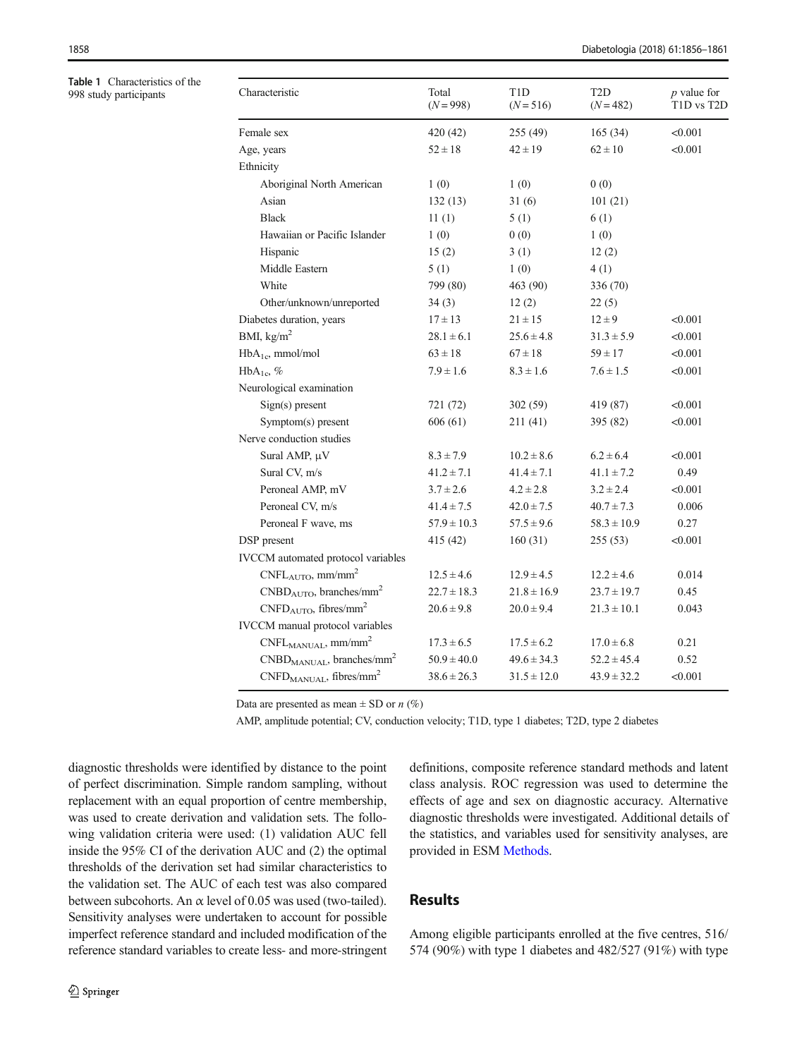**Table 1** Characteristics of the 998 study participants

| Characteristic | Total ($N = 998$) | T1D ($N = 516$) | T2D ($N = 482$) | $p$ value for T1D vs T2D |
|---|---|---|---|---|
| Female sex | 420 (42) | 255 (49) | 165 (34) | <0.001 |
| Age, years | 52 ± 18 | 42 ± 19 | 62 ± 10 | <0.001 |
| Ethnicity | | | | |
| Aboriginal North American | 1 (0) | 1 (0) | 0 (0) | |
| Asian | 132 (13) | 31 (6) | 101 (21) | |
| Black | 11 (1) | 5 (1) | 6 (1) | |
| Hawaiian or Pacific Islander | 1 (0) | 0 (0) | 1 (0) | |
| Hispanic | 15 (2) | 3 (1) | 12 (2) | |
| Middle Eastern | 5 (1) | 1 (0) | 4 (1) | |
| White | 799 (80) | 463 (90) | 336 (70) | |
| Other/unknown/unreported | 34 (3) | 12 (2) | 22 (5) | |
| Diabetes duration, years | 17 ± 13 | 21 ± 15 | 12 ± 9 | <0.001 |
| BMI, kg/m$^2$ | 28.1 ± 6.1 | 25.6 ± 4.8 | 31.3 ± 5.9 | <0.001 |
| $HbA_{1c}$, mmol/mol | 63 ± 18 | 67 ± 18 | 59 ± 17 | <0.001 |
| $HbA_{1c}$, % | 7.9 ± 1.6 | 8.3 ± 1.6 | 7.6 ± 1.5 | <0.001 |
| Neurological examination | | | | |
| Sign(s) present | 721 (72) | 302 (59) | 419 (87) | <0.001 |
| Symptom(s) present | 606 (61) | 211 (41) | 395 (82) | <0.001 |
| Nerve conduction studies | | | | |
| Sural AMP, μV | 8.3 ± 7.9 | 10.2 ± 8.6 | 6.2 ± 6.4 | <0.001 |
| Sural CV, m/s | 41.2 ± 7.1 | 41.4 ± 7.1 | 41.1 ± 7.2 | 0.49 |
| Peroneal AMP, mV | 3.7 ± 2.6 | 4.2 ± 2.8 | 3.2 ± 2.4 | <0.001 |
| Peroneal CV, m/s | 41.4 ± 7.5 | 42.0 ± 7.5 | 40.7 ± 7.3 | 0.006 |
| Peroneal F wave, ms | 57.9 ± 10.3 | 57.5 ± 9.6 | 58.3 ± 10.9 | 0.27 |
| DSP present | 415 (42) | 160 (31) | 255 (53) | <0.001 |
| IVCCM automated protocol variables | | | | |
| $CNFL_{AUTO}$, mm/mm$^2$ | 12.5 ± 4.6 | 12.9 ± 4.5 | 12.2 ± 4.6 | 0.014 |
| $CNBD_{AUTO}$, branches/mm$^2$ | 22.7 ± 18.3 | 21.8 ± 16.9 | 23.7 ± 19.7 | 0.45 |
| $CNFD_{AUTO}$, fibres/mm$^2$ | 20.6 ± 9.8 | 20.0 ± 9.4 | 21.3 ± 10.1 | 0.043 |
| IVCCM manual protocol variables | | | | |
| $CNFL_{MANUAL}$, mm/mm$^2$ | 17.3 ± 6.5 | 17.5 ± 6.2 | 17.0 ± 6.8 | 0.21 |
| $CNBD_{MANUAL}$, branches/mm$^2$ | 50.9 ± 40.0 | 49.6 ± 34.3 | 52.2 ± 45.4 | 0.52 |
| $CNFD_{MANUAL}$, fibres/mm$^2$ | 38.6 ± 26.3 | 31.5 ± 12.0 | 43.9 ± 32.2 | <0.001 |

Data are presented as mean ± SD or $n$ (%)

AMP, amplitude potential; CV, conduction velocity; T1D, type 1 diabetes; T2D, type 2 diabetes

diagnostic thresholds were identified by distance to the point of perfect discrimination. Simple random sampling, without replacement with an equal proportion of centre membership, was used to create derivation and validation sets. The following validation criteria were used: (1) validation AUC fell inside the 95% CI of the derivation AUC and (2) the optimal thresholds of the derivation set had similar characteristics to the validation set. The AUC of each test was also compared between subcohorts. An α level of 0.05 was used (two-tailed). Sensitivity analyses were undertaken to account for possible imperfect reference standard and included modification of the reference standard variables to create less- and more-stringent definitions, composite reference standard methods and latent class analysis. ROC regression was used to determine the effects of age and sex on diagnostic accuracy. Alternative diagnostic thresholds were investigated. Additional details of the statistics, and variables used for sensitivity analyses, are provided in ESM Methods.

## Results

Among eligible participants enrolled at the five centres, 516/574 (90%) with type 1 diabetes and 482/527 (91%) with type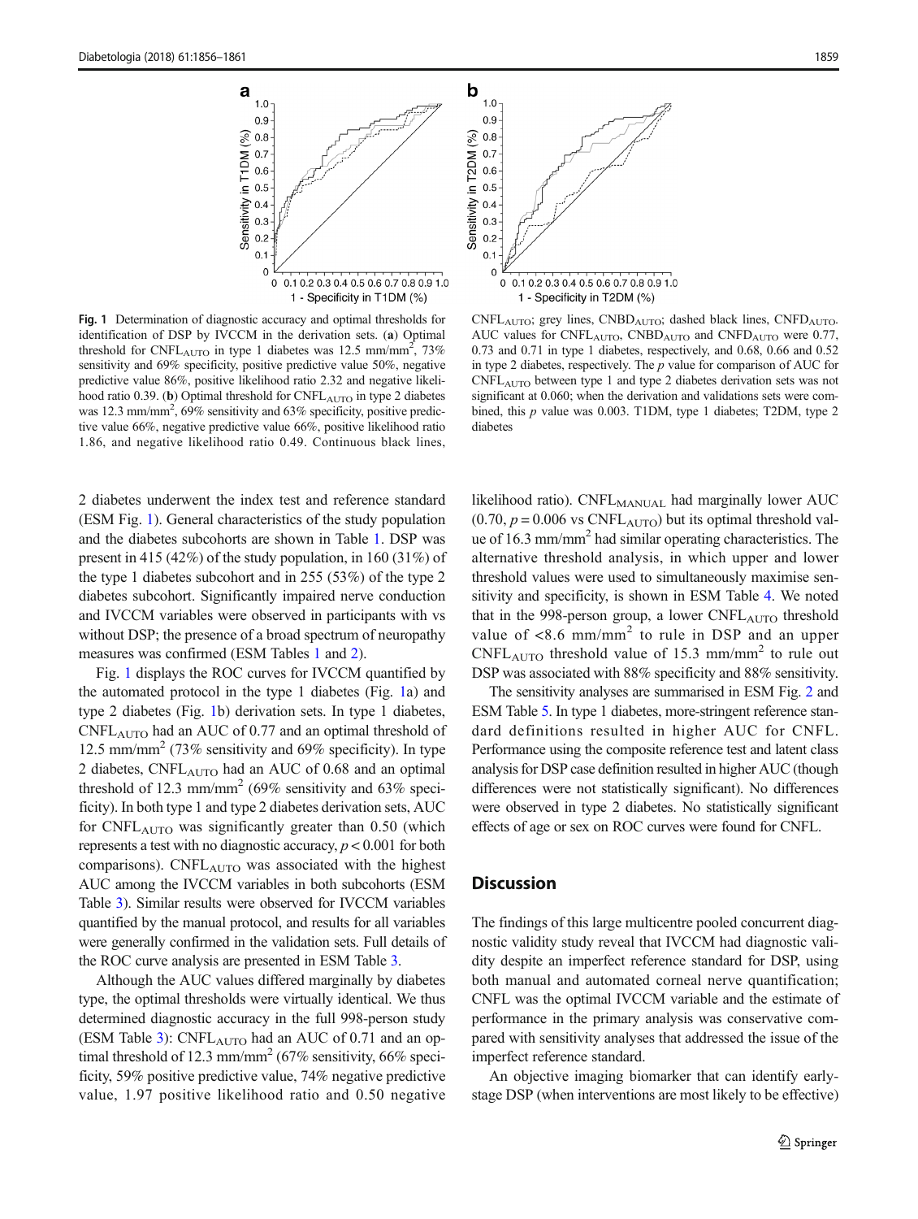Fig. 1 Determination of diagnostic accuracy and optimal thresholds for identification of DSP by IVCCM in the derivation sets. (**a**) Optimal threshold for $CNFL_{AUTO}$ in type 1 diabetes was 12.5 mm/mm$^2$, 73% sensitivity and 69% specificity, positive predictive value 50%, negative predictive value 86%, positive likelihood ratio 2.32 and negative likelihood ratio 0.39. (**b**) Optimal threshold for $CNFL_{AUTO}$ in type 2 diabetes was 12.3 mm/mm$^2$, 69% sensitivity and 63% specificity, positive predictive value 66%, negative predictive value 66%, positive likelihood ratio 1.86, and negative likelihood ratio 0.49. Continuous black lines, $CNFL_{AUTO}$; grey lines, $CNBD_{AUTO}$; dashed black lines, $CNFD_{AUTO}$. AUC values for $CNFL_{AUTO}$, $CNBD_{AUTO}$ and $CNFD_{AUTO}$ were 0.77, 0.73 and 0.71 in type 1 diabetes, respectively, and 0.68, 0.66 and 0.52 in type 2 diabetes, respectively. The $p$ value for comparison of AUC for $CNFL_{AUTO}$ between type 1 and type 2 diabetes derivation sets was not significant at 0.060; when the derivation and validations sets were combined, this $p$ value was 0.003. T1DM, type 1 diabetes; T2DM, type 2 diabetes

2 diabetes underwent the index test and reference standard (ESM Fig. 1). General characteristics of the study population and the diabetes subcohorts are shown in Table 1. DSP was present in 415 (42%) of the study population, in 160 (31%) of the type 1 diabetes subcohort and in 255 (53%) of the type 2 diabetes subcohort. Significantly impaired nerve conduction and IVCCM variables were observed in participants with vs without DSP; the presence of a broad spectrum of neuropathy measures was confirmed (ESM Tables 1 and 2).

Fig. 1 displays the ROC curves for IVCCM quantified by the automated protocol in the type 1 diabetes (Fig. 1a) and type 2 diabetes (Fig. 1b) derivation sets. In type 1 diabetes, $CNFL_{AUTO}$ had an AUC of 0.77 and an optimal threshold of 12.5 mm/mm$^2$ (73% sensitivity and 69% specificity). In type 2 diabetes, $CNFL_{AUTO}$ had an AUC of 0.68 and an optimal threshold of 12.3 mm/mm$^2$ (69% sensitivity and 63% specificity). In both type 1 and type 2 diabetes derivation sets, AUC for $CNFL_{AUTO}$ was significantly greater than 0.50 (which represents a test with no diagnostic accuracy, $p < 0.001$ for both comparisons). $CNFL_{AUTO}$ was associated with the highest AUC among the IVCCM variables in both subcohorts (ESM Table 3). Similar results were observed for IVCCM variables quantified by the manual protocol, and results for all variables were generally confirmed in the validation sets. Full details of the ROC curve analysis are presented in ESM Table 3.

Although the AUC values differed marginally by diabetes type, the optimal thresholds were virtually identical. We thus determined diagnostic accuracy in the full 998-person study (ESM Table 3): $CNFL_{AUTO}$ had an AUC of 0.71 and an optimal threshold of 12.3 mm/mm$^2$ (67% sensitivity, 66% specificity, 59% positive predictive value, 74% negative predictive value, 1.97 positive likelihood ratio and 0.50 negative likelihood ratio). $CNFL_{MANUAL}$ had marginally lower AUC (0.70, $p = 0.006$ vs $CNFL_{AUTO}$) but its optimal threshold value of 16.3 mm/mm$^2$ had similar operating characteristics. The alternative threshold analysis, in which upper and lower threshold values were used to simultaneously maximise sensitivity and specificity, is shown in ESM Table 4. We noted that in the 998-person group, a lower $CNFL_{AUTO}$ threshold value of <8.6 mm/mm$^2$ to rule in DSP and an upper $CNFL_{AUTO}$ threshold value of 15.3 mm/mm$^2$ to rule out DSP was associated with 88% specificity and 88% sensitivity.

The sensitivity analyses are summarised in ESM Fig. 2 and ESM Table 5. In type 1 diabetes, more-stringent reference standard definitions resulted in higher AUC for CNFL. Performance using the composite reference test and latent class analysis for DSP case definition resulted in higher AUC (though differences were not statistically significant). No differences were observed in type 2 diabetes. No statistically significant effects of age or sex on ROC curves were found for CNFL.

## Discussion

The findings of this large multicentre pooled concurrent diagnostic validity study reveal that IVCCM had diagnostic validity despite an imperfect reference standard for DSP, using both manual and automated corneal nerve quantification; CNFL was the optimal IVCCM variable and the estimate of performance in the primary analysis was conservative compared with sensitivity analyses that addressed the issue of the imperfect reference standard.

An objective imaging biomarker that can identify early-stage DSP (when interventions are most likely to be effective)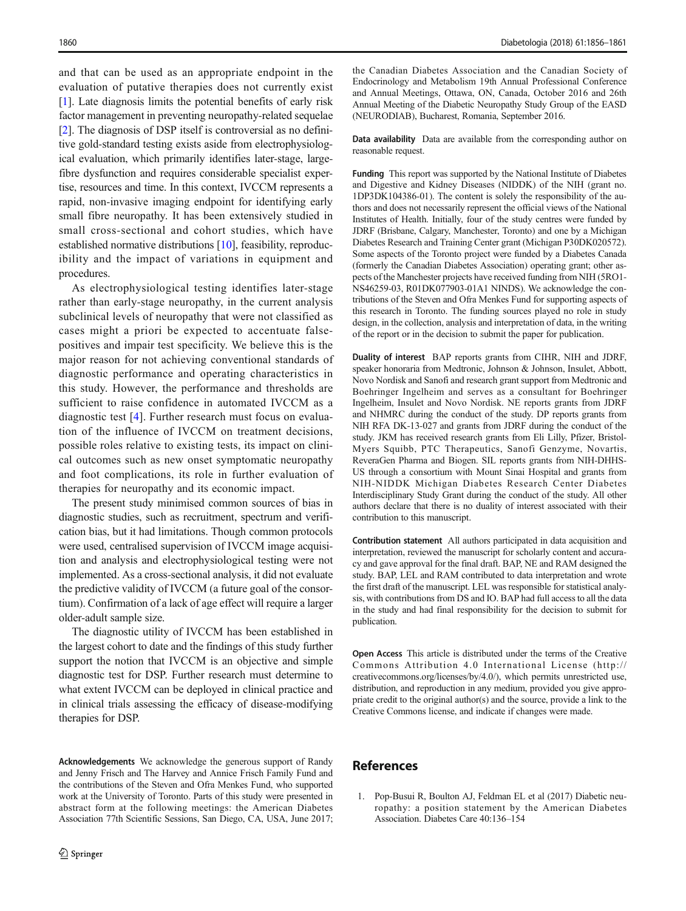and that can be used as an appropriate endpoint in the evaluation of putative therapies does not currently exist [1]. Late diagnosis limits the potential benefits of early risk factor management in preventing neuropathy-related sequelae [2]. The diagnosis of DSP itself is controversial as no definitive gold-standard testing exists aside from electrophysiological evaluation, which primarily identifies later-stage, large-fibre dysfunction and requires considerable specialist expertise, resources and time. In this context, IVCCM represents a rapid, non-invasive imaging endpoint for identifying early small fibre neuropathy. It has been extensively studied in small cross-sectional and cohort studies, which have established normative distributions [10], feasibility, reproducibility and the impact of variations in equipment and procedures.

As electrophysiological testing identifies later-stage rather than early-stage neuropathy, in the current analysis subclinical levels of neuropathy that were not classified as cases might a priori be expected to accentuate false-positives and impair test specificity. We believe this is the major reason for not achieving conventional standards of diagnostic performance and operating characteristics in this study. However, the performance and thresholds are sufficient to raise confidence in automated IVCCM as a diagnostic test [4]. Further research must focus on evaluation of the influence of IVCCM on treatment decisions, possible roles relative to existing tests, its impact on clinical outcomes such as new onset symptomatic neuropathy and foot complications, its role in further evaluation of therapies for neuropathy and its economic impact.

The present study minimised common sources of bias in diagnostic studies, such as recruitment, spectrum and verification bias, but it had limitations. Though common protocols were used, centralised supervision of IVCCM image acquisition and analysis and electrophysiological testing were not implemented. As a cross-sectional analysis, it did not evaluate the predictive validity of IVCCM (a future goal of the consortium). Confirmation of a lack of age effect will require a larger older-adult sample size.

The diagnostic utility of IVCCM has been established in the largest cohort to date and the findings of this study further support the notion that IVCCM is an objective and simple diagnostic test for DSP. Further research must determine to what extent IVCCM can be deployed in clinical practice and in clinical trials assessing the efficacy of disease-modifying therapies for DSP.

**Acknowledgements** We acknowledge the generous support of Randy and Jenny Frisch and The Harvey and Annice Frisch Family Fund and the contributions of the Steven and Ofra Menkes Fund, who supported work at the University of Toronto. Parts of this study were presented in abstract form at the following meetings: the American Diabetes Association 77th Scientific Sessions, San Diego, CA, USA, June 2017; the Canadian Diabetes Association and the Canadian Society of Endocrinology and Metabolism 19th Annual Professional Conference and Annual Meetings, Ottawa, ON, Canada, October 2016 and 26th Annual Meeting of the Diabetic Neuropathy Study Group of the EASD (NEURODIAB), Bucharest, Romania, September 2016.

**Data availability** Data are available from the corresponding author on reasonable request.

**Funding** This report was supported by the National Institute of Diabetes and Digestive and Kidney Diseases (NIDDK) of the NIH (grant no. 1DP3DK104386-01). The content is solely the responsibility of the authors and does not necessarily represent the official views of the National Institutes of Health. Initially, four of the study centres were funded by JDRF (Brisbane, Calgary, Manchester, Toronto) and one by a Michigan Diabetes Research and Training Center grant (Michigan P30DK020572). Some aspects of the Toronto project were funded by a Diabetes Canada (formerly the Canadian Diabetes Association) operating grant; other aspects of the Manchester projects have received funding from NIH (5RO1-NS46259-03, R01DK077903-01A1 NINDS). We acknowledge the contributions of the Steven and Ofra Menkes Fund for supporting aspects of this research in Toronto. The funding sources played no role in study design, in the collection, analysis and interpretation of data, in the writing of the report or in the decision to submit the paper for publication.

**Duality of interest** BAP reports grants from CIHR, NIH and JDRF, speaker honoraria from Medtronic, Johnson & Johnson, Insulet, Abbott, Novo Nordisk and Sanofi and research grant support from Medtronic and Boehringer Ingelheim and serves as a consultant for Boehringer Ingelheim, Insulet and Novo Nordisk. NE reports grants from JDRF and NHMRC during the conduct of the study. DP reports grants from NIH RFA DK-13-027 and grants from JDRF during the conduct of the study. JKM has received research grants from Eli Lilly, Pfizer, Bristol-Myers Squibb, PTC Therapeutics, Sanofi Genzyme, Novartis, ReveraGen Pharma and Biogen. SIL reports grants from NIH-DHHS-US through a consortium with Mount Sinai Hospital and grants from NIH-NIDDK Michigan Diabetes Research Center Diabetes Interdisciplinary Study Grant during the conduct of the study. All other authors declare that there is no duality of interest associated with their contribution to this manuscript.

**Contribution statement** All authors participated in data acquisition and interpretation, reviewed the manuscript for scholarly content and accuracy and gave approval for the final draft. BAP, NE and RAM designed the study. BAP, LEL and RAM contributed to data interpretation and wrote the first draft of the manuscript. LEL was responsible for statistical analysis, with contributions from DS and IO. BAP had full access to all the data in the study and had final responsibility for the decision to submit for publication.

**Open Access** This article is distributed under the terms of the Creative Commons Attribution 4.0 International License (http://creativecommons.org/licenses/by/4.0/), which permits unrestricted use, distribution, and reproduction in any medium, provided you give appropriate credit to the original author(s) and the source, provide a link to the Creative Commons license, and indicate if changes were made.

## References

1. Pop-Busui R, Boulton AJ, Feldman EL et al (2017) Diabetic neuropathy: a position statement by the American Diabetes Association. Diabetes Care 40:136–154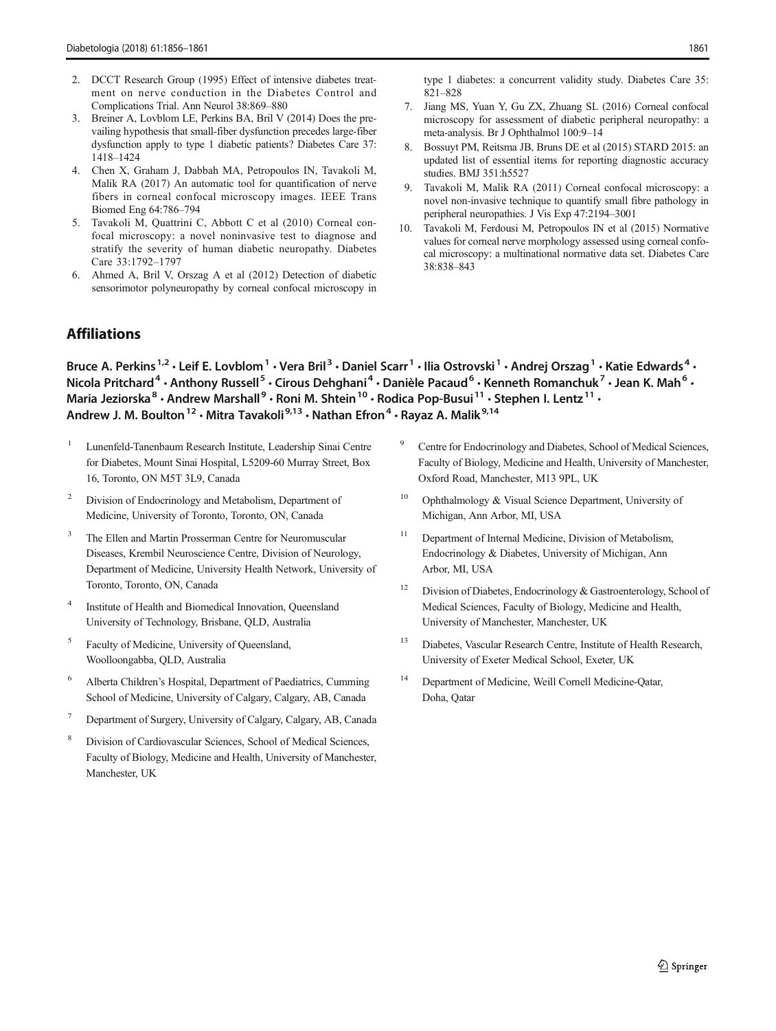2. DCCT Research Group (1995) Effect of intensive diabetes treatment on nerve conduction in the Diabetes Control and Complications Trial. Ann Neurol 38:869–880
3. Breiner A, Lovblom LE, Perkins BA, Bril V (2014) Does the prevailing hypothesis that small-fiber dysfunction precedes large-fiber dysfunction apply to type 1 diabetic patients? Diabetes Care 37: 1418–1424
4. Chen X, Graham J, Dabbah MA, Petropoulos IN, Tavakoli M, Malik RA (2017) An automatic tool for quantification of nerve fibers in corneal confocal microscopy images. IEEE Trans Biomed Eng 64:786–794
5. Tavakoli M, Quattrini C, Abbott C et al (2010) Corneal confocal microscopy: a novel noninvasive test to diagnose and stratify the severity of human diabetic neuropathy. Diabetes Care 33:1792–1797
6. Ahmed A, Bril V, Orszag A et al (2012) Detection of diabetic sensorimotor polyneuropathy by corneal confocal microscopy in type 1 diabetes: a concurrent validity study. Diabetes Care 35: 821–828
7. Jiang MS, Yuan Y, Gu ZX, Zhuang SL (2016) Corneal confocal microscopy for assessment of diabetic peripheral neuropathy: a meta-analysis. Br J Ophthalmol 100:9–14
8. Bossuyt PM, Reitsma JB, Bruns DE et al (2015) STARD 2015: an updated list of essential items for reporting diagnostic accuracy studies. BMJ 351:h5527
9. Tavakoli M, Malik RA (2011) Corneal confocal microscopy: a novel non-invasive technique to quantify small fibre pathology in peripheral neuropathies. J Vis Exp 47:2194–3001
10. Tavakoli M, Ferdousi M, Petropoulos IN et al (2015) Normative values for corneal nerve morphology assessed using corneal confocal microscopy: a multinational normative data set. Diabetes Care 38:838–843

## Affiliations

**Bruce A. Perkins[1,2] · Leif E. Lovblom[1] · Vera Bril[3] · Daniel Scarr[1] · Ilia Ostrovski[1] · Andrej Orszag[1] · Katie Edwards[4] · Nicola Pritchard[4] · Anthony Russell[5] · Cirous Dehghani[4] · Danièle Pacaud[6] · Kenneth Romanchuk[7] · Jean K. Mah[6] · Maria Jeziorska[8] · Andrew Marshall[9] · Roni M. Shtein[10] · Rodica Pop-Busui[11] · Stephen I. Lentz[11] · Andrew J. M. Boulton[12] · Mitra Tavakoli[9,13] · Nathan Efron[4] · Rayaz A. Malik[9,14]**

[1] Lunenfeld-Tanenbaum Research Institute, Leadership Sinai Centre for Diabetes, Mount Sinai Hospital, L5209-60 Murray Street, Box 16, Toronto, ON M5T 3L9, Canada

[2] Division of Endocrinology and Metabolism, Department of Medicine, University of Toronto, Toronto, ON, Canada

[3] The Ellen and Martin Prosserman Centre for Neuromuscular Diseases, Krembil Neuroscience Centre, Division of Neurology, Department of Medicine, University Health Network, University of Toronto, Toronto, ON, Canada

[4] Institute of Health and Biomedical Innovation, Queensland University of Technology, Brisbane, QLD, Australia

[5] Faculty of Medicine, University of Queensland, Woolloongabba, QLD, Australia

[6] Alberta Children's Hospital, Department of Paediatrics, Cumming School of Medicine, University of Calgary, Calgary, AB, Canada

[7] Department of Surgery, University of Calgary, Calgary, AB, Canada

[8] Division of Cardiovascular Sciences, School of Medical Sciences, Faculty of Biology, Medicine and Health, University of Manchester, Manchester, UK

[9] Centre for Endocrinology and Diabetes, School of Medical Sciences, Faculty of Biology, Medicine and Health, University of Manchester, Oxford Road, Manchester, M13 9PL, UK

[10] Ophthalmology & Visual Science Department, University of Michigan, Ann Arbor, MI, USA

[11] Department of Internal Medicine, Division of Metabolism, Endocrinology & Diabetes, University of Michigan, Ann Arbor, MI, USA

[12] Division of Diabetes, Endocrinology & Gastroenterology, School of Medical Sciences, Faculty of Biology, Medicine and Health, University of Manchester, Manchester, UK

[13] Diabetes, Vascular Research Centre, Institute of Health Research, University of Exeter Medical School, Exeter, UK

[14] Department of Medicine, Weill Cornell Medicine-Qatar, Doha, Qatar